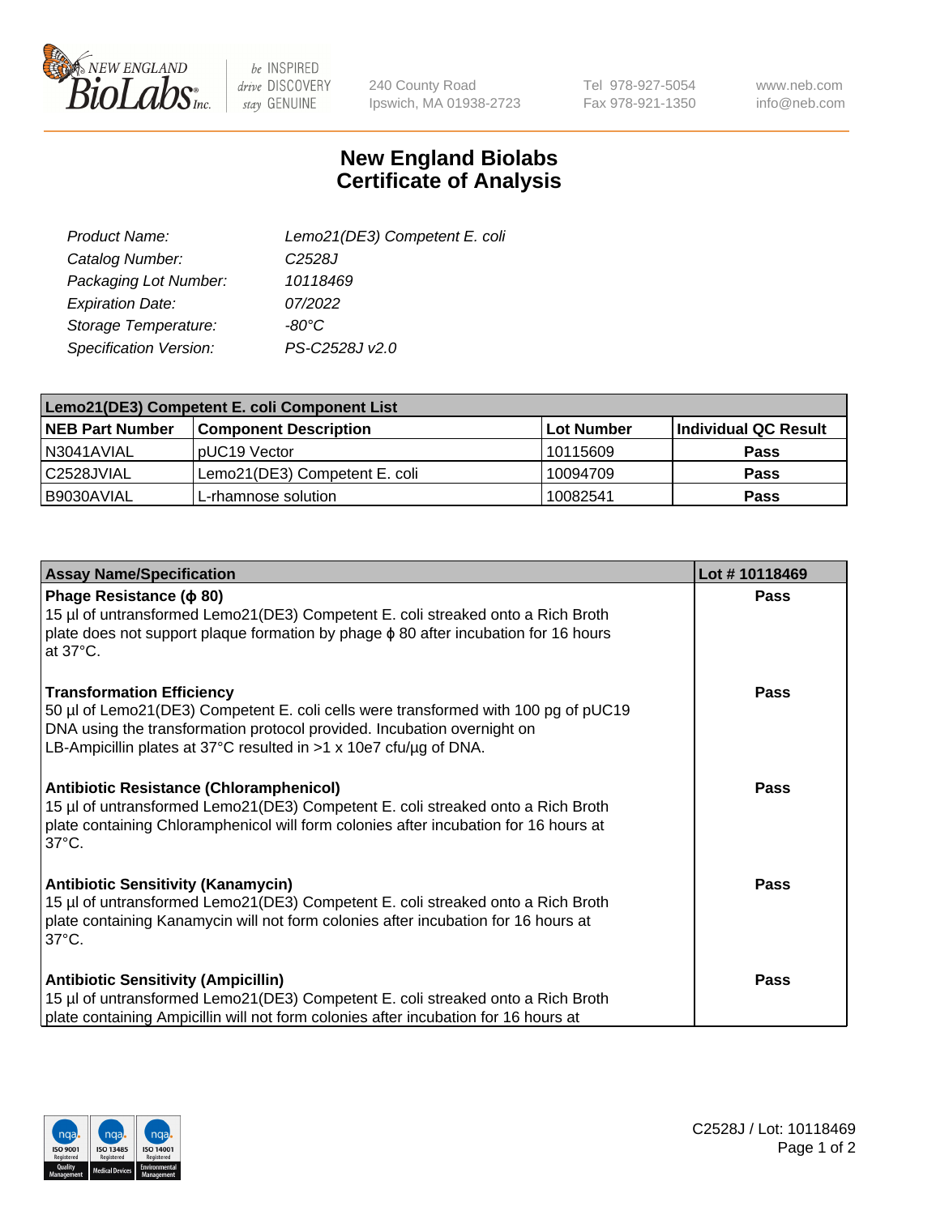240 County Road
Ipswich, MA 01938-2723

Tel 978-927-5054
Fax 978-921-1350

www.neb.com
info@neb.com

# New England Biolabs
# Certificate of Analysis

| | |
|---|---|
| *Product Name:* | *Lemo21(DE3) Competent E. coli* |
| *Catalog Number:* | *C2528J* |
| *Packaging Lot Number:* | *10118469* |
| *Expiration Date:* | *07/2022* |
| *Storage Temperature:* | *-80°C* |
| *Specification Version:* | *PS-C2528J v2.0* |

| **Lemo21(DE3) Competent E. coli Component List** | | | |
|---|---|---|---|
| **NEB Part Number** | **Component Description** | **Lot Number** | **Individual QC Result** |
| N3041AVIAL | pUC19 Vector | 10115609 | **Pass** |
| C2528JVIAL | Lemo21(DE3) Competent E. coli | 10094709 | **Pass** |
| B9030AVIAL | L-rhamnose solution | 10082541 | **Pass** |

| **Assay Name/Specification** | **Lot # 10118469** |
|---|---|
| **Phage Resistance (ϕ 80)** 15 µl of untransformed Lemo21(DE3) Competent E. coli streaked onto a Rich Broth plate does not support plaque formation by phage ϕ 80 after incubation for 16 hours at 37°C. | **Pass** |
| **Transformation Efficiency** 50 µl of Lemo21(DE3) Competent E. coli cells were transformed with 100 pg of pUC19 DNA using the transformation protocol provided. Incubation overnight on LB-Ampicillin plates at 37°C resulted in >1 x 10e7 cfu/µg of DNA. | **Pass** |
| **Antibiotic Resistance (Chloramphenicol)** 15 µl of untransformed Lemo21(DE3) Competent E. coli streaked onto a Rich Broth plate containing Chloramphenicol will form colonies after incubation for 16 hours at 37°C. | **Pass** |
| **Antibiotic Sensitivity (Kanamycin)** 15 µl of untransformed Lemo21(DE3) Competent E. coli streaked onto a Rich Broth plate containing Kanamycin will not form colonies after incubation for 16 hours at 37°C. | **Pass** |
| **Antibiotic Sensitivity (Ampicillin)** 15 µl of untransformed Lemo21(DE3) Competent E. coli streaked onto a Rich Broth plate containing Ampicillin will not form colonies after incubation for 16 hours at | **Pass** |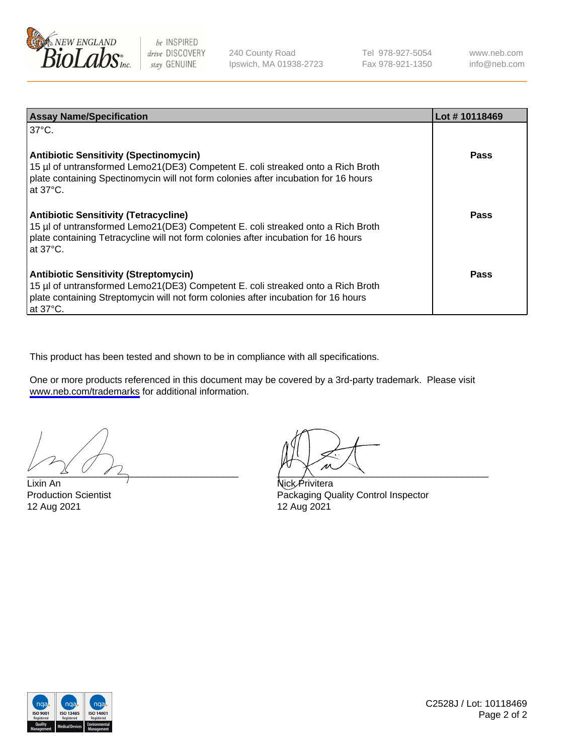| Assay Name/Specification | Lot # 10118469 |
| --- | --- |
| 37°C. | |
| **Antibiotic Sensitivity (Spectinomycin)**<br>15 µl of untransformed Lemo21(DE3) Competent E. coli streaked onto a Rich Broth plate containing Spectinomycin will not form colonies after incubation for 16 hours at 37°C. | **Pass** |
| **Antibiotic Sensitivity (Tetracycline)**<br>15 µl of untransformed Lemo21(DE3) Competent E. coli streaked onto a Rich Broth plate containing Tetracycline will not form colonies after incubation for 16 hours at 37°C. | **Pass** |
| **Antibiotic Sensitivity (Streptomycin)**<br>15 µl of untransformed Lemo21(DE3) Competent E. coli streaked onto a Rich Broth plate containing Streptomycin will not form colonies after incubation for 16 hours at 37°C. | **Pass** |

This product has been tested and shown to be in compliance with all specifications.

One or more products referenced in this document may be covered by a 3rd-party trademark. Please visit www.neb.com/trademarks for additional information.

Lixin An
Production Scientist
12 Aug 2021

Nick Privitera
Packaging Quality Control Inspector
12 Aug 2021

C2528J / Lot: 10118469